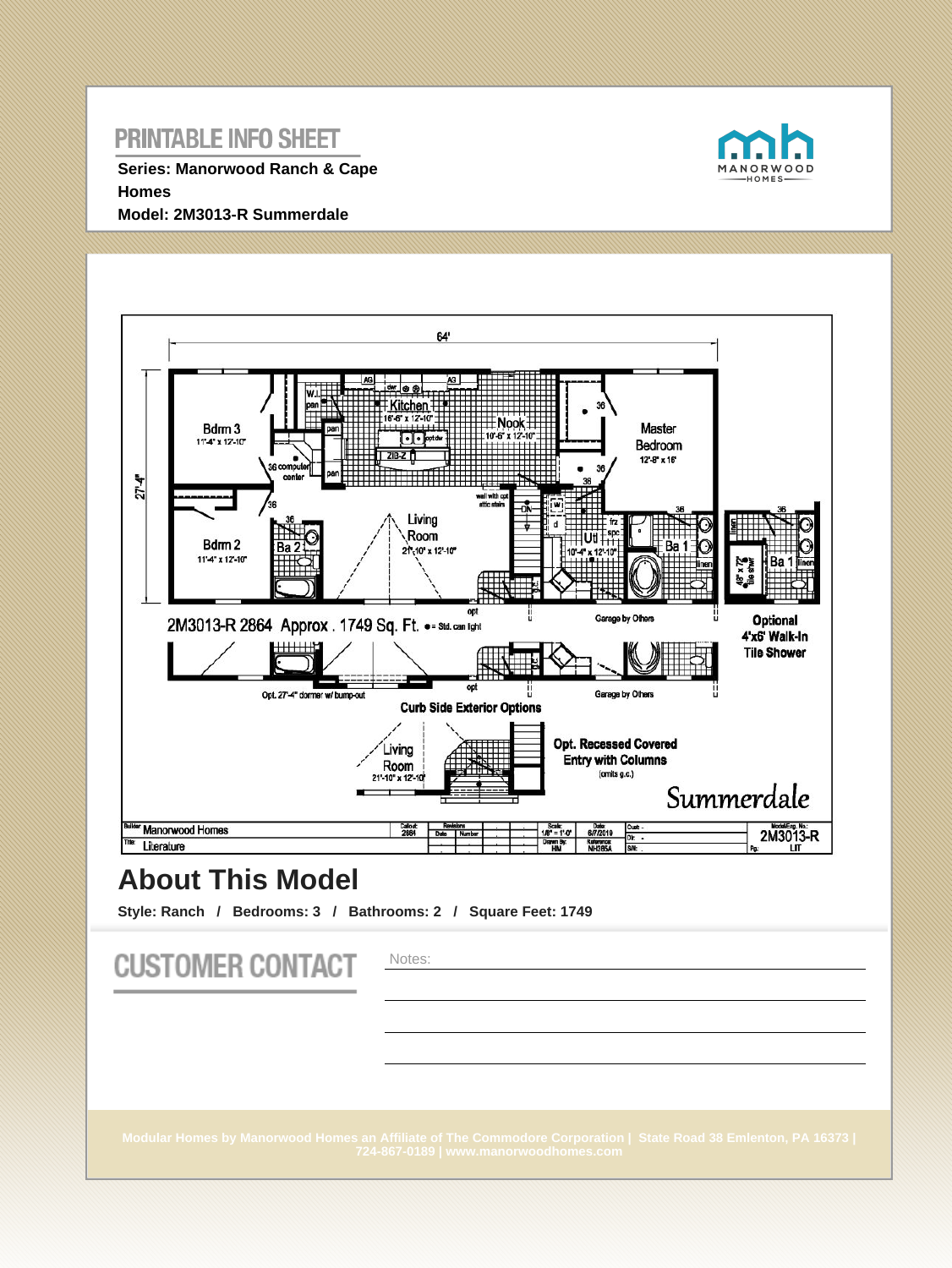# PRINTABLE INFO SHEET

**Series: Manorwood Ranch & Cape Homes**

**Model: 2M3013-R Summerdale**

MANORWOOD HOMES

64'

27'-4"

Kitchen 16'-6" x 12'-10"

Nook 10'-6" x 12'-10"

Master Bedroom 12'-8" x 16'

Bdrm 3 11'-4" x 12'-10"

Bdrm 2 11'-4" x 12'-10"

Ba 2

Living Room 21'-10" x 12'-10"

Util 10'-4" x 12'-10"

Ba 1

36 computer center

wall with opt attic stairs

Optional 4'x6' Walk-In Tile Shower

2M3013-R 2864 Approx . 1749 Sq. Ft. ● = Std. can light

Garage by Others

Opt. 27'-4" dormer w/ bump-out

Curb Side Exterior Options

Opt. Recessed Covered Entry with Columns (omits g.c.)

Summerdale

| Builder: Manorwood Homes | Callout: 2864 | Revisions Date / Number | Scale: 1/8" = 1'-0" | Date: 6/7/2019 | Cust: - | Model/Eng. No.: 2M3013-R |
|---|---|---|---|---|---|---|
| Title: Literature | | | Drawn By: HM | Reference: NH265A | Dlr: - / S/N: - | Pg: LIT |

## About This Model

**Style: Ranch / Bedrooms: 3 / Bathrooms: 2 / Square Feet: 1749**

# CUSTOMER CONTACT

Notes:

Modular Homes by Manorwood Homes an Affiliate of The Commodore Corporation | State Road 38 Emlenton, PA 16373 | 724-867-0189 | www.manorwoodhomes.com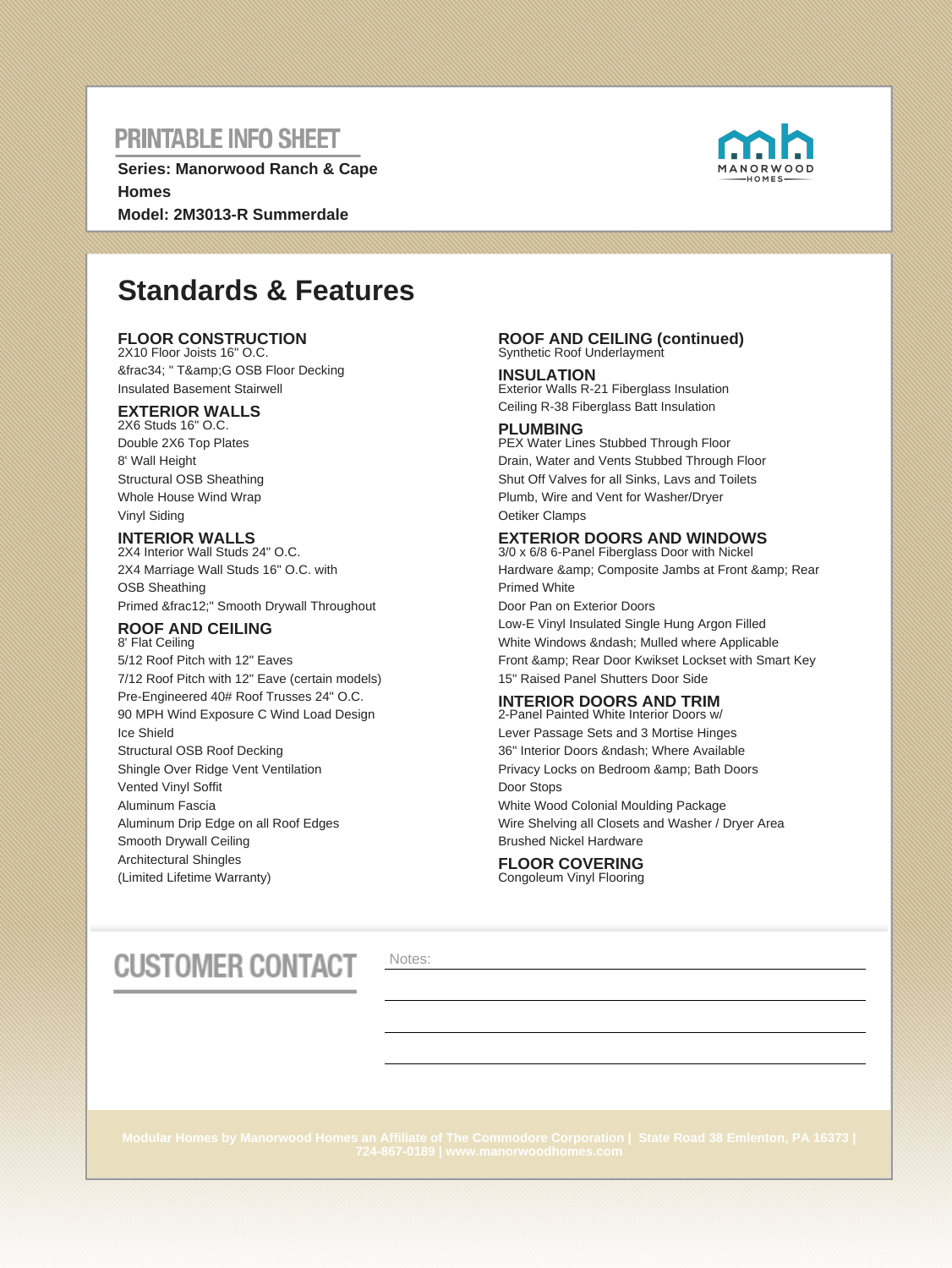# PRINTABLE INFO SHEET

**Series: Manorwood Ranch & Cape Homes**

**Model: 2M3013-R Summerdale**

## Standards & Features

### FLOOR CONSTRUCTION

2X10 Floor Joists 16" O.C.

&frac34; " T&amp;G OSB Floor Decking

Insulated Basement Stairwell

### EXTERIOR WALLS

2X6 Studs 16" O.C.

Double 2X6 Top Plates

8' Wall Height

Structural OSB Sheathing

Whole House Wind Wrap

Vinyl Siding

### INTERIOR WALLS

2X4 Interior Wall Studs 24" O.C.

2X4 Marriage Wall Studs 16" O.C. with OSB Sheathing

Primed &frac12;" Smooth Drywall Throughout

### ROOF AND CEILING

8' Flat Ceiling

5/12 Roof Pitch with 12" Eaves

7/12 Roof Pitch with 12" Eave (certain models)

Pre-Engineered 40# Roof Trusses 24" O.C.

90 MPH Wind Exposure C Wind Load Design

Ice Shield

Structural OSB Roof Decking

Shingle Over Ridge Vent Ventilation

Vented Vinyl Soffit

Aluminum Fascia

Aluminum Drip Edge on all Roof Edges

Smooth Drywall Ceiling

Architectural Shingles

(Limited Lifetime Warranty)

### ROOF AND CEILING (continued)

Synthetic Roof Underlayment

### INSULATION

Exterior Walls R-21 Fiberglass Insulation

Ceiling R-38 Fiberglass Batt Insulation

### PLUMBING

PEX Water Lines Stubbed Through Floor

Drain, Water and Vents Stubbed Through Floor

Shut Off Valves for all Sinks, Lavs and Toilets

Plumb, Wire and Vent for Washer/Dryer

Oetiker Clamps

### EXTERIOR DOORS AND WINDOWS

3/0 x 6/8 6-Panel Fiberglass Door with Nickel Hardware &amp; Composite Jambs at Front &amp; Rear Primed White

Door Pan on Exterior Doors

Low-E Vinyl Insulated Single Hung Argon Filled White Windows &ndash; Mulled where Applicable

Front &amp; Rear Door Kwikset Lockset with Smart Key

15" Raised Panel Shutters Door Side

### INTERIOR DOORS AND TRIM

2-Panel Painted White Interior Doors w/ Lever Passage Sets and 3 Mortise Hinges

36" Interior Doors &ndash; Where Available

Privacy Locks on Bedroom &amp; Bath Doors

Door Stops

White Wood Colonial Moulding Package

Wire Shelving all Closets and Washer / Dryer Area

Brushed Nickel Hardware

### FLOOR COVERING

Congoleum Vinyl Flooring

# CUSTOMER CONTACT

Notes:

Modular Homes by Manorwood Homes an Affiliate of The Commodore Corporation | State Road 38 Emlenton, PA 16373 | 724-867-0189 | www.manorwoodhomes.com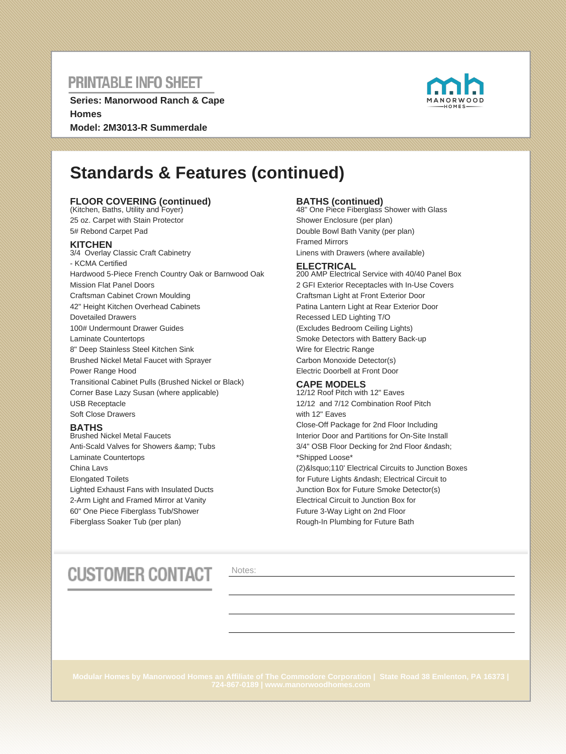# PRINTABLE INFO SHEET

**Series: Manorwood Ranch & Cape Homes**
**Model: 2M3013-R Summerdale**

MANORWOOD HOMES

## Standards & Features (continued)

### FLOOR COVERING (continued)

(Kitchen, Baths, Utility and Foyer)
25 oz. Carpet with Stain Protector
5# Rebond Carpet Pad

### KITCHEN

3/4 Overlay Classic Craft Cabinetry
- KCMA Certified
Hardwood 5-Piece French Country Oak or Barnwood Oak
Mission Flat Panel Doors
Craftsman Cabinet Crown Moulding
42" Height Kitchen Overhead Cabinets
Dovetailed Drawers
100# Undermount Drawer Guides
Laminate Countertops
8" Deep Stainless Steel Kitchen Sink
Brushed Nickel Metal Faucet with Sprayer
Power Range Hood
Transitional Cabinet Pulls (Brushed Nickel or Black)
Corner Base Lazy Susan (where applicable)
USB Receptacle
Soft Close Drawers

### BATHS

Brushed Nickel Metal Faucets
Anti-Scald Valves for Showers &amp; Tubs
Laminate Countertops
China Lavs
Elongated Toilets
Lighted Exhaust Fans with Insulated Ducts
2-Arm Light and Framed Mirror at Vanity
60" One Piece Fiberglass Tub/Shower
Fiberglass Soaker Tub (per plan)

### BATHS (continued)

48" One Piece Fiberglass Shower with Glass Shower Enclosure (per plan)
Double Bowl Bath Vanity (per plan)
Framed Mirrors
Linens with Drawers (where available)

### ELECTRICAL

200 AMP Electrical Service with 40/40 Panel Box
2 GFI Exterior Receptacles with In-Use Covers
Craftsman Light at Front Exterior Door
Patina Lantern Light at Rear Exterior Door
Recessed LED Lighting T/O
(Excludes Bedroom Ceiling Lights)
Smoke Detectors with Battery Back-up
Wire for Electric Range
Carbon Monoxide Detector(s)
Electric Doorbell at Front Door

### CAPE MODELS

12/12 Roof Pitch with 12" Eaves
12/12 and 7/12 Combination Roof Pitch with 12" Eaves
Close-Off Package for 2nd Floor Including Interior Door and Partitions for On-Site Install
3/4" OSB Floor Decking for 2nd Floor &ndash; *Shipped Loose*
(2)&lsquo;110' Electrical Circuits to Junction Boxes for Future Lights &ndash; Electrical Circuit to Junction Box for Future Smoke Detector(s)
Electrical Circuit to Junction Box for Future 3-Way Light on 2nd Floor
Rough-In Plumbing for Future Bath

# CUSTOMER CONTACT

Notes:

Modular Homes by Manorwood Homes an Affiliate of The Commodore Corporation | State Road 38 Emlenton, PA 16373 | 724-867-0189 | www.manorwoodhomes.com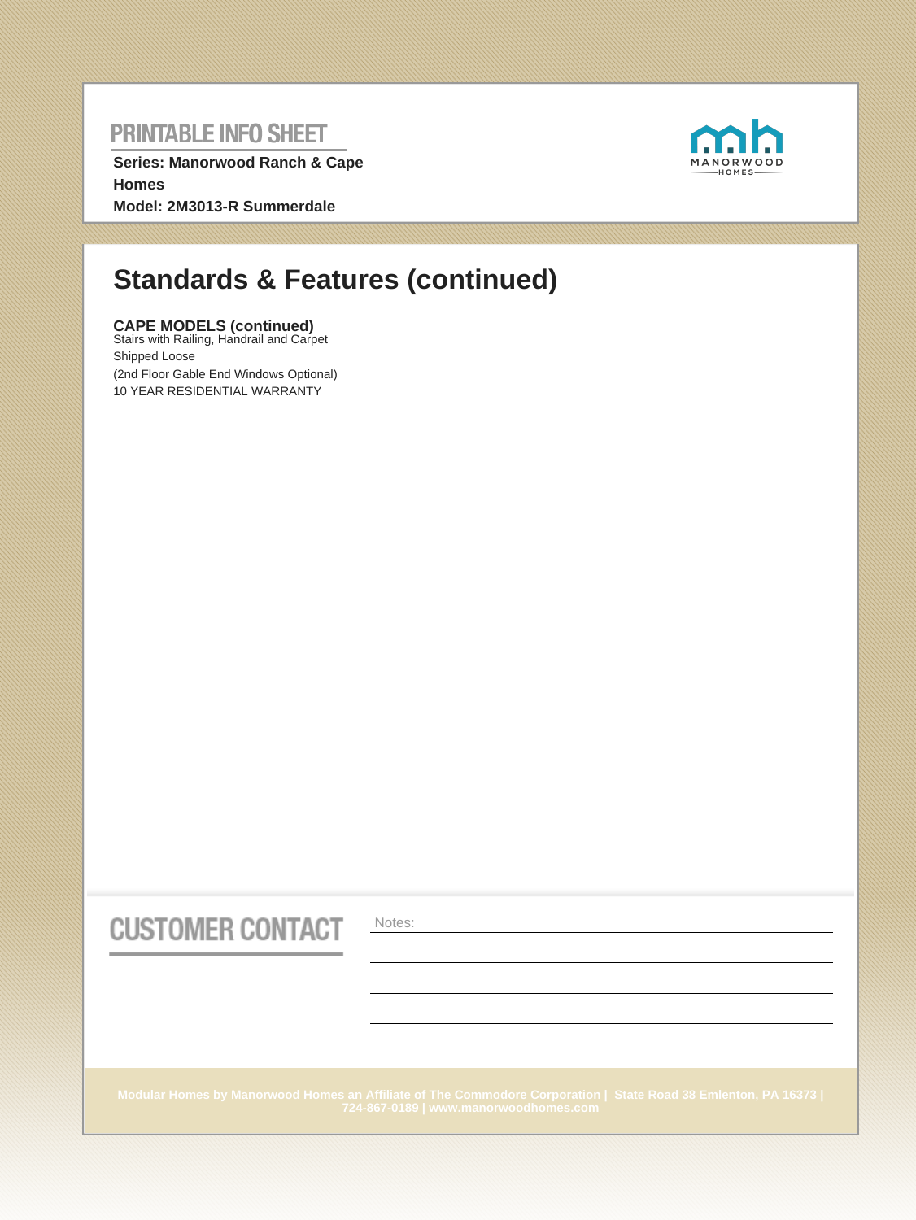PRINTABLE INFO SHEET

**Series: Manorwood Ranch & Cape Homes**
**Model: 2M3013-R Summerdale**

# Standards & Features (continued)

**CAPE MODELS (continued)**

Stairs with Railing, Handrail and Carpet
Shipped Loose
(2nd Floor Gable End Windows Optional)
10 YEAR RESIDENTIAL WARRANTY

## CUSTOMER CONTACT

Notes:

Modular Homes by Manorwood Homes an Affiliate of The Commodore Corporation | State Road 38 Emlenton, PA 16373 | 724-867-0189 | www.manorwoodhomes.com